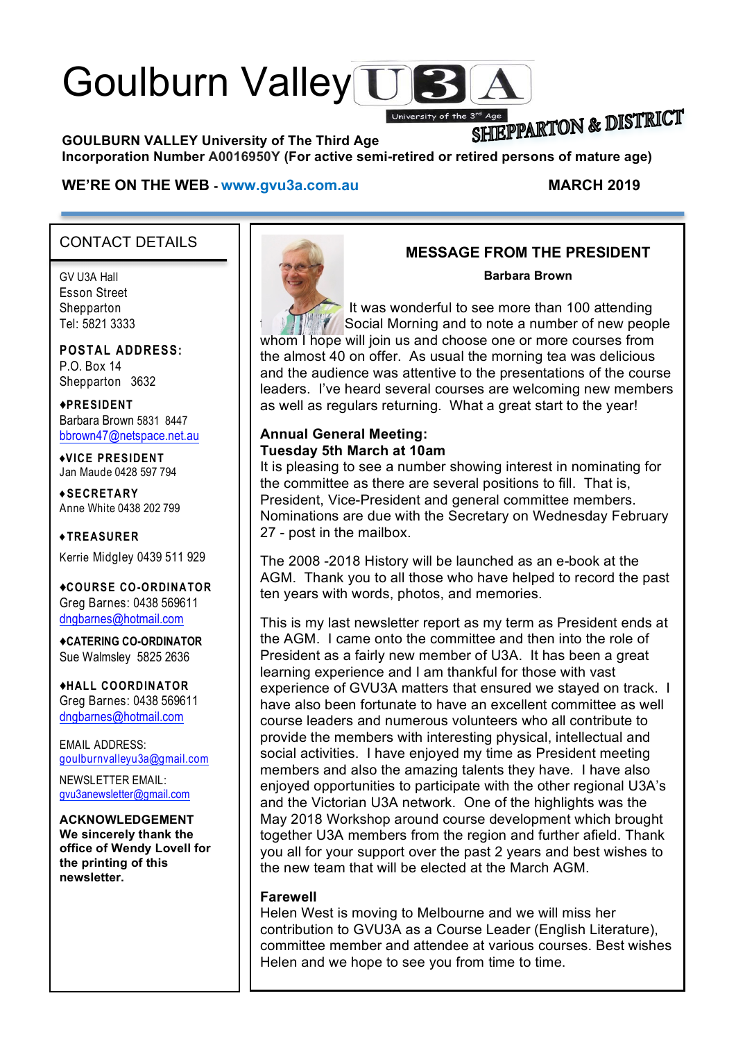# Goulburn Valley U3A

University of the 3rd Age

SHEPPARTON & DISTRICT

**GOULBURN VALLEY University of The Third Age**
**Incorporation Number A0016950Y (For active semi-retired or retired persons of mature age)**

**WE'RE ON THE WEB - www.gvu3a.com.au** **MARCH 2019**

## CONTACT DETAILS

GV U3A Hall
Esson Street
Shepparton
Tel: 5821 3333

**POSTAL ADDRESS:**
P.O. Box 14
Shepparton 3632

**♦PRESIDENT**
Barbara Brown 5831 8447
bbrown47@netspace.net.au

**♦VICE PRESIDENT**
Jan Maude 0428 597 794

**♦SECRETARY**
Anne White 0438 202 799

**♦TREASURER**
Kerrie Midgley 0439 511 929

**♦COURSE CO-ORDINATOR**
Greg Barnes: 0438 569611
dngbarnes@hotmail.com

**♦CATERING CO-ORDINATOR**
Sue Walmsley 5825 2636

**♦HALL COORDINATOR**
Greg Barnes: 0438 569611
dngbarnes@hotmail.com

EMAIL ADDRESS:
goulburnvalleyu3a@gmail.com

NEWSLETTER EMAIL:
gvu3anewsletter@gmail.com

**ACKNOWLEDGEMENT**
**We sincerely thank the office of Wendy Lovell for the printing of this newsletter.**

## MESSAGE FROM THE PRESIDENT

**Barbara Brown**

It was wonderful to see more than 100 attending the Social Morning and to note a number of new people whom I hope will join us and choose one or more courses from the almost 40 on offer. As usual the morning tea was delicious and the audience was attentive to the presentations of the course leaders. I've heard several courses are welcoming new members as well as regulars returning. What a great start to the year!

**Annual General Meeting:**
**Tuesday 5th March at 10am**
It is pleasing to see a number showing interest in nominating for the committee as there are several positions to fill. That is, President, Vice-President and general committee members. Nominations are due with the Secretary on Wednesday February 27 - post in the mailbox.

The 2008 -2018 History will be launched as an e-book at the AGM. Thank you to all those who have helped to record the past ten years with words, photos, and memories.

This is my last newsletter report as my term as President ends at the AGM. I came onto the committee and then into the role of President as a fairly new member of U3A. It has been a great learning experience and I am thankful for those with vast experience of GVU3A matters that ensured we stayed on track. I have also been fortunate to have an excellent committee as well course leaders and numerous volunteers who all contribute to provide the members with interesting physical, intellectual and social activities. I have enjoyed my time as President meeting members and also the amazing talents they have. I have also enjoyed opportunities to participate with the other regional U3A's and the Victorian U3A network. One of the highlights was the May 2018 Workshop around course development which brought together U3A members from the region and further afield. Thank you all for your support over the past 2 years and best wishes to the new team that will be elected at the March AGM.

**Farewell**
Helen West is moving to Melbourne and we will miss her contribution to GVU3A as a Course Leader (English Literature), committee member and attendee at various courses. Best wishes Helen and we hope to see you from time to time.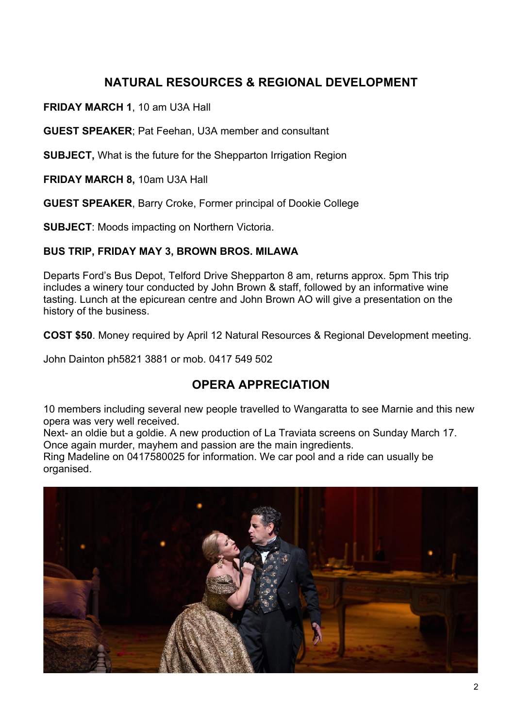## NATURAL RESOURCES & REGIONAL DEVELOPMENT

**FRIDAY MARCH 1**, 10 am U3A Hall

**GUEST SPEAKER**; Pat Feehan, U3A member and consultant

**SUBJECT,** What is the future for the Shepparton Irrigation Region

**FRIDAY MARCH 8,** 10am U3A Hall

**GUEST SPEAKER**, Barry Croke, Former principal of Dookie College

**SUBJECT**: Moods impacting on Northern Victoria.

**BUS TRIP, FRIDAY MAY 3, BROWN BROS. MILAWA**

Departs Ford's Bus Depot, Telford Drive Shepparton 8 am, returns approx. 5pm This trip includes a winery tour conducted by John Brown & staff, followed by an informative wine tasting. Lunch at the epicurean centre and John Brown AO will give a presentation on the history of the business.

**COST $50**. Money required by April 12 Natural Resources & Regional Development meeting.

John Dainton ph5821 3881 or mob. 0417 549 502

## OPERA APPRECIATION

10 members including several new people travelled to Wangaratta to see Marnie and this new opera was very well received.
Next- an oldie but a goldie. A new production of La Traviata screens on Sunday March 17. Once again murder, mayhem and passion are the main ingredients.
Ring Madeline on 0417580025 for information. We car pool and a ride can usually be organised.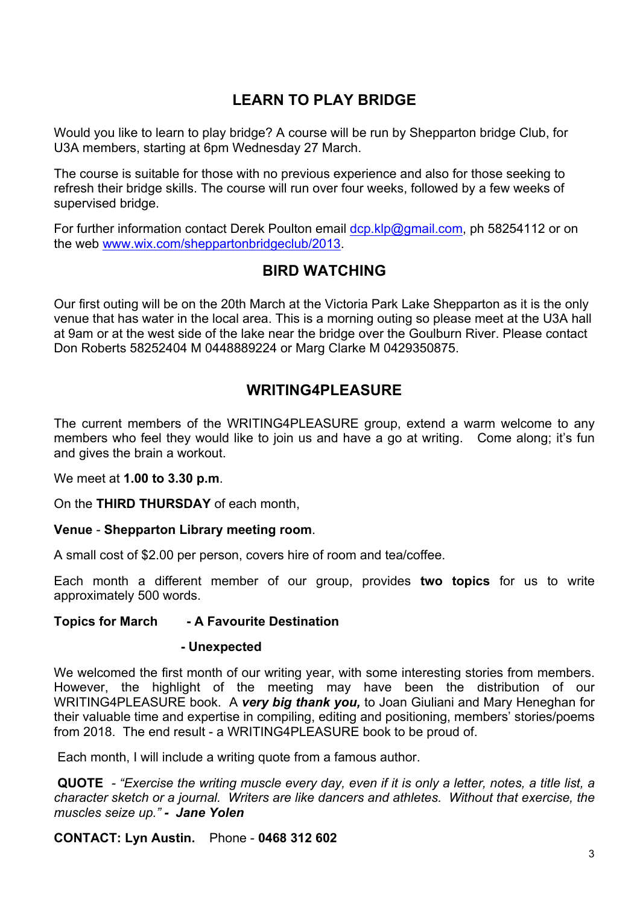## LEARN TO PLAY BRIDGE

Would you like to learn to play bridge? A course will be run by Shepparton bridge Club, for U3A members, starting at 6pm Wednesday 27 March.

The course is suitable for those with no previous experience and also for those seeking to refresh their bridge skills. The course will run over four weeks, followed by a few weeks of supervised bridge.

For further information contact Derek Poulton email dcp.klp@gmail.com, ph 58254112 or on the web www.wix.com/sheppartonbridgeclub/2013.

## BIRD WATCHING

Our first outing will be on the 20th March at the Victoria Park Lake Shepparton as it is the only venue that has water in the local area. This is a morning outing so please meet at the U3A hall at 9am or at the west side of the lake near the bridge over the Goulburn River. Please contact Don Roberts 58252404 M 0448889224 or Marg Clarke M 0429350875.

## WRITING4PLEASURE

The current members of the WRITING4PLEASURE group, extend a warm welcome to any members who feel they would like to join us and have a go at writing. Come along; it's fun and gives the brain a workout.

We meet at **1.00 to 3.30 p.m**.

On the **THIRD THURSDAY** of each month,

**Venue** - **Shepparton Library meeting room**.

A small cost of $2.00 per person, covers hire of room and tea/coffee.

Each month a different member of our group, provides **two topics** for us to write approximately 500 words.

**Topics for March** **- A Favourite Destination**

**- Unexpected**

We welcomed the first month of our writing year, with some interesting stories from members. However, the highlight of the meeting may have been the distribution of our WRITING4PLEASURE book. A ***very big thank you,*** to Joan Giuliani and Mary Heneghan for their valuable time and expertise in compiling, editing and positioning, members' stories/poems from 2018. The end result - a WRITING4PLEASURE book to be proud of.

Each month, I will include a writing quote from a famous author.

**QUOTE** - *"Exercise the writing muscle every day, even if it is only a letter, notes, a title list, a character sketch or a journal. Writers are like dancers and athletes. Without that exercise, the muscles seize up."* ***- Jane Yolen***

**CONTACT: Lyn Austin.** Phone - **0468 312 602**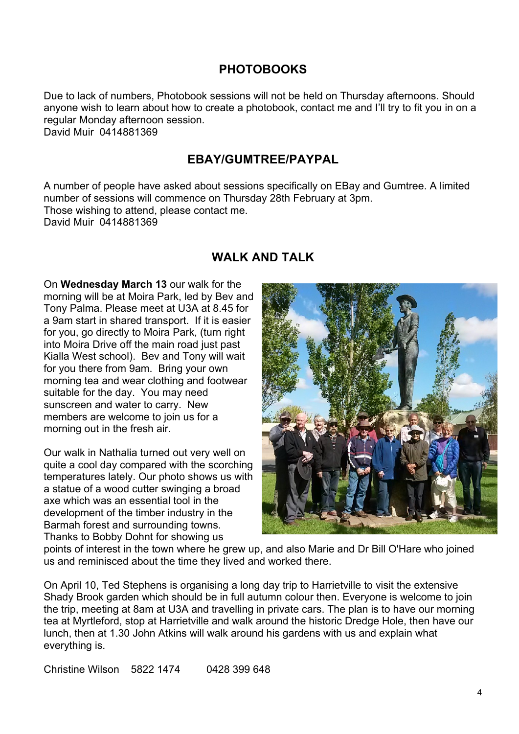## PHOTOBOOKS

Due to lack of numbers, Photobook sessions will not be held on Thursday afternoons. Should anyone wish to learn about how to create a photobook, contact me and I'll try to fit you in on a regular Monday afternoon session.
David Muir 0414881369

## EBAY/GUMTREE/PAYPAL

A number of people have asked about sessions specifically on EBay and Gumtree. A limited number of sessions will commence on Thursday 28th February at 3pm.
Those wishing to attend, please contact me.
David Muir 0414881369

## WALK AND TALK

On **Wednesday March 13** our walk for the morning will be at Moira Park, led by Bev and Tony Palma. Please meet at U3A at 8.45 for a 9am start in shared transport. If it is easier for you, go directly to Moira Park, (turn right into Moira Drive off the main road just past Kialla West school). Bev and Tony will wait for you there from 9am. Bring your own morning tea and wear clothing and footwear suitable for the day. You may need sunscreen and water to carry. New members are welcome to join us for a morning out in the fresh air.

Our walk in Nathalia turned out very well on quite a cool day compared with the scorching temperatures lately. Our photo shows us with a statue of a wood cutter swinging a broad axe which was an essential tool in the development of the timber industry in the Barmah forest and surrounding towns. Thanks to Bobby Dohnt for showing us points of interest in the town where he grew up, and also Marie and Dr Bill O'Hare who joined us and reminisced about the time they lived and worked there.

On April 10, Ted Stephens is organising a long day trip to Harrietville to visit the extensive Shady Brook garden which should be in full autumn colour then. Everyone is welcome to join the trip, meeting at 8am at U3A and travelling in private cars. The plan is to have our morning tea at Myrtleford, stop at Harrietville and walk around the historic Dredge Hole, then have our lunch, then at 1.30 John Atkins will walk around his gardens with us and explain what everything is.

Christine Wilson 5822 1474 0428 399 648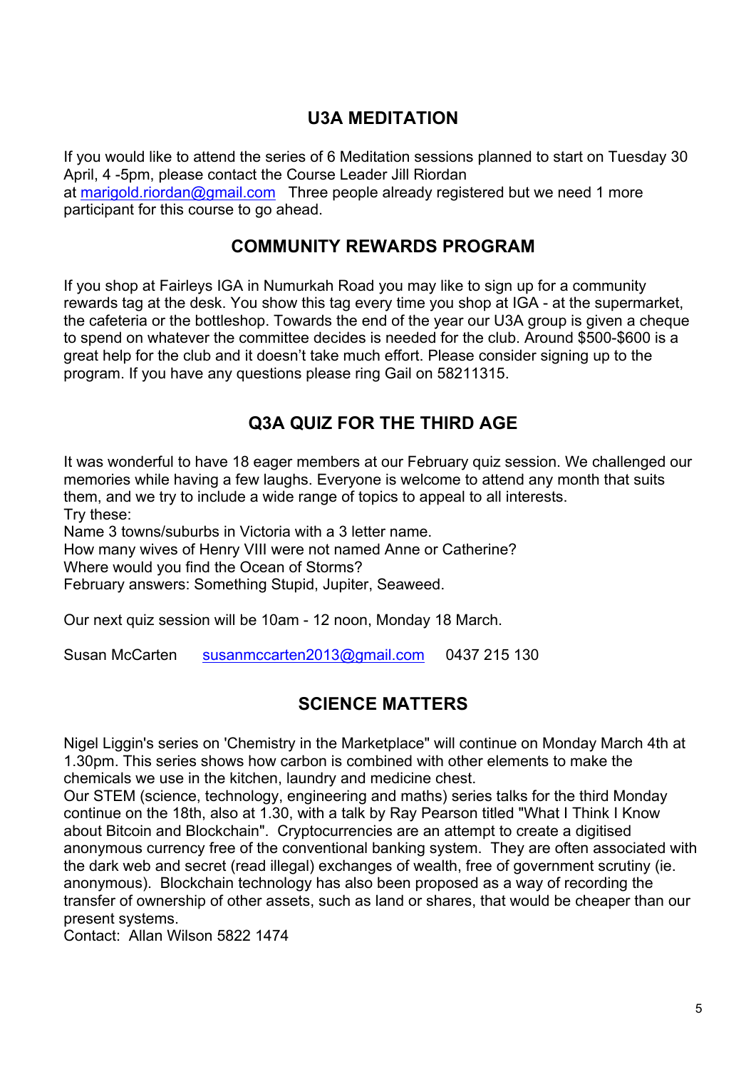## U3A MEDITATION

If you would like to attend the series of 6 Meditation sessions planned to start on Tuesday 30 April, 4 -5pm, please contact the Course Leader Jill Riordan at marigold.riordan@gmail.com Three people already registered but we need 1 more participant for this course to go ahead.

## COMMUNITY REWARDS PROGRAM

If you shop at Fairleys IGA in Numurkah Road you may like to sign up for a community rewards tag at the desk. You show this tag every time you shop at IGA - at the supermarket, the cafeteria or the bottleshop. Towards the end of the year our U3A group is given a cheque to spend on whatever the committee decides is needed for the club. Around $500-$600 is a great help for the club and it doesn't take much effort. Please consider signing up to the program. If you have any questions please ring Gail on 58211315.

## Q3A QUIZ FOR THE THIRD AGE

It was wonderful to have 18 eager members at our February quiz session. We challenged our memories while having a few laughs. Everyone is welcome to attend any month that suits them, and we try to include a wide range of topics to appeal to all interests.
Try these:
Name 3 towns/suburbs in Victoria with a 3 letter name.
How many wives of Henry VIII were not named Anne or Catherine?
Where would you find the Ocean of Storms?
February answers: Something Stupid, Jupiter, Seaweed.

Our next quiz session will be 10am - 12 noon, Monday 18 March.

Susan McCarten susanmccarten2013@gmail.com 0437 215 130

## SCIENCE MATTERS

Nigel Liggin's series on 'Chemistry in the Marketplace" will continue on Monday March 4th at 1.30pm. This series shows how carbon is combined with other elements to make the chemicals we use in the kitchen, laundry and medicine chest.
Our STEM (science, technology, engineering and maths) series talks for the third Monday continue on the 18th, also at 1.30, with a talk by Ray Pearson titled "What I Think I Know about Bitcoin and Blockchain". Cryptocurrencies are an attempt to create a digitised anonymous currency free of the conventional banking system. They are often associated with the dark web and secret (read illegal) exchanges of wealth, free of government scrutiny (ie. anonymous). Blockchain technology has also been proposed as a way of recording the transfer of ownership of other assets, such as land or shares, that would be cheaper than our present systems.
Contact: Allan Wilson 5822 1474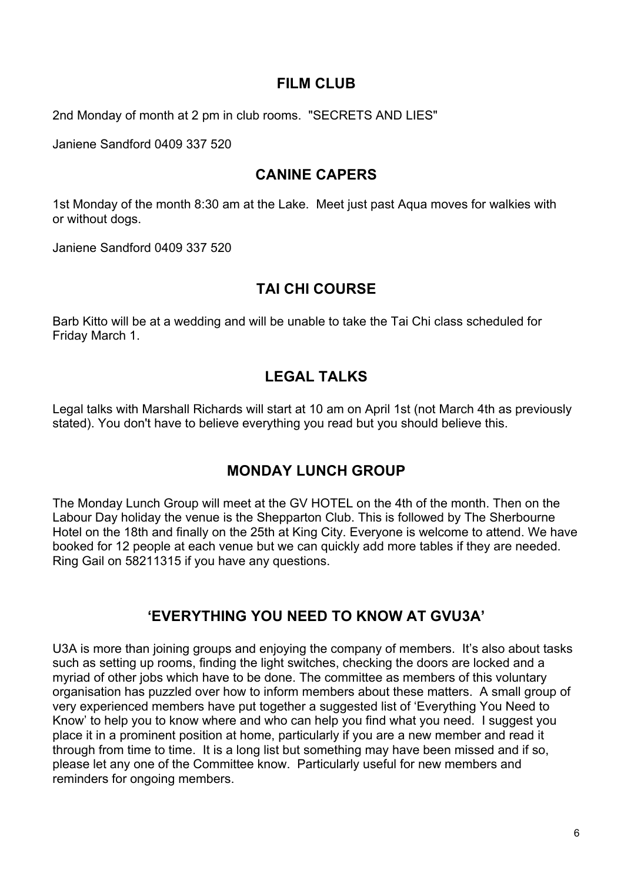## FILM CLUB

2nd Monday of month at 2 pm in club rooms. "SECRETS AND LIES"

Janiene Sandford 0409 337 520

## CANINE CAPERS

1st Monday of the month 8:30 am at the Lake. Meet just past Aqua moves for walkies with or without dogs.

Janiene Sandford 0409 337 520

## TAI CHI COURSE

Barb Kitto will be at a wedding and will be unable to take the Tai Chi class scheduled for Friday March 1.

## LEGAL TALKS

Legal talks with Marshall Richards will start at 10 am on April 1st (not March 4th as previously stated). You don't have to believe everything you read but you should believe this.

## MONDAY LUNCH GROUP

The Monday Lunch Group will meet at the GV HOTEL on the 4th of the month. Then on the Labour Day holiday the venue is the Shepparton Club. This is followed by The Sherbourne Hotel on the 18th and finally on the 25th at King City. Everyone is welcome to attend. We have booked for 12 people at each venue but we can quickly add more tables if they are needed. Ring Gail on 58211315 if you have any questions.

## 'EVERYTHING YOU NEED TO KNOW AT GVU3A'

U3A is more than joining groups and enjoying the company of members. It's also about tasks such as setting up rooms, finding the light switches, checking the doors are locked and a myriad of other jobs which have to be done. The committee as members of this voluntary organisation has puzzled over how to inform members about these matters. A small group of very experienced members have put together a suggested list of 'Everything You Need to Know' to help you to know where and who can help you find what you need. I suggest you place it in a prominent position at home, particularly if you are a new member and read it through from time to time. It is a long list but something may have been missed and if so, please let any one of the Committee know. Particularly useful for new members and reminders for ongoing members.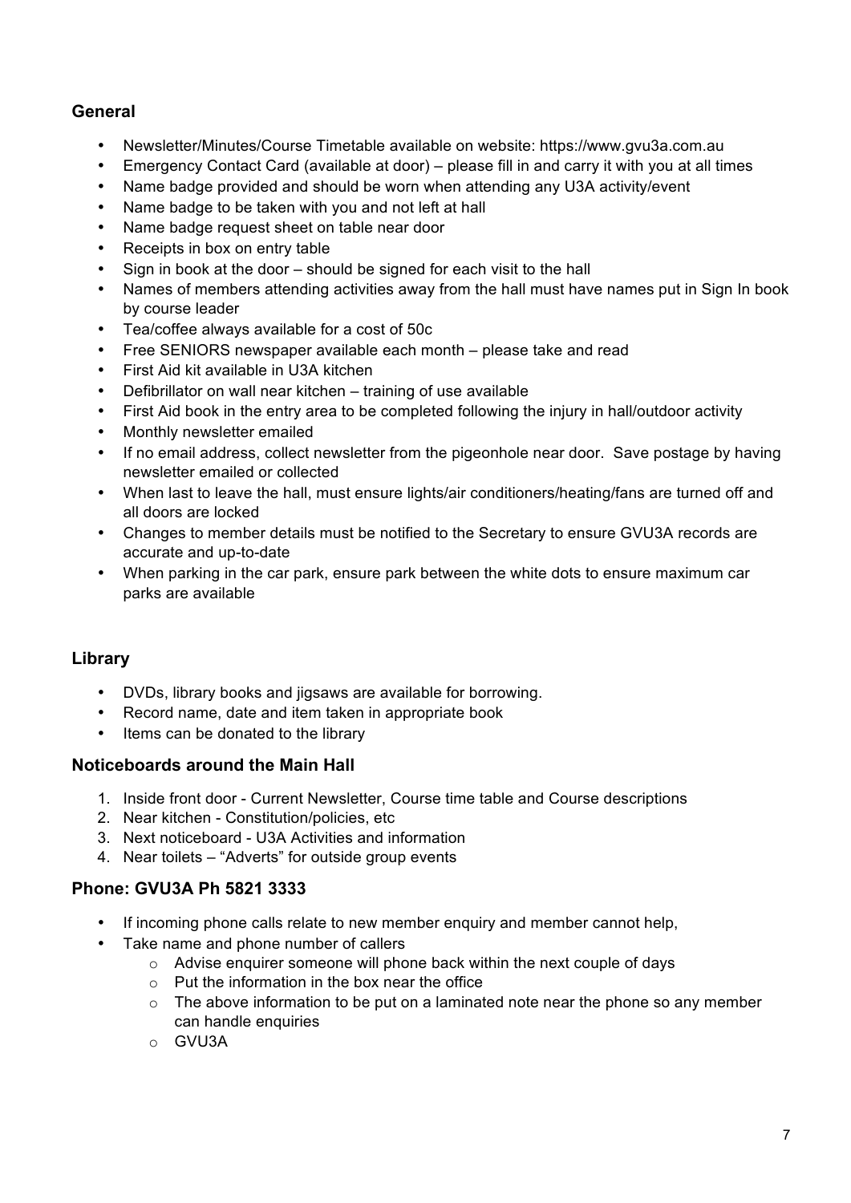## General

- Newsletter/Minutes/Course Timetable available on website: https://www.gvu3a.com.au
- Emergency Contact Card (available at door) – please fill in and carry it with you at all times
- Name badge provided and should be worn when attending any U3A activity/event
- Name badge to be taken with you and not left at hall
- Name badge request sheet on table near door
- Receipts in box on entry table
- Sign in book at the door – should be signed for each visit to the hall
- Names of members attending activities away from the hall must have names put in Sign In book by course leader
- Tea/coffee always available for a cost of 50c
- Free SENIORS newspaper available each month – please take and read
- First Aid kit available in U3A kitchen
- Defibrillator on wall near kitchen – training of use available
- First Aid book in the entry area to be completed following the injury in hall/outdoor activity
- Monthly newsletter emailed
- If no email address, collect newsletter from the pigeonhole near door. Save postage by having newsletter emailed or collected
- When last to leave the hall, must ensure lights/air conditioners/heating/fans are turned off and all doors are locked
- Changes to member details must be notified to the Secretary to ensure GVU3A records are accurate and up-to-date
- When parking in the car park, ensure park between the white dots to ensure maximum car parks are available

## Library

- DVDs, library books and jigsaws are available for borrowing.
- Record name, date and item taken in appropriate book
- Items can be donated to the library

## Noticeboards around the Main Hall

1. Inside front door - Current Newsletter, Course time table and Course descriptions
2. Near kitchen - Constitution/policies, etc
3. Next noticeboard - U3A Activities and information
4. Near toilets – "Adverts" for outside group events

## Phone: GVU3A Ph 5821 3333

- If incoming phone calls relate to new member enquiry and member cannot help,
- Take name and phone number of callers
    - Advise enquirer someone will phone back within the next couple of days
    - Put the information in the box near the office
    - The above information to be put on a laminated note near the phone so any member can handle enquiries
    - GVU3A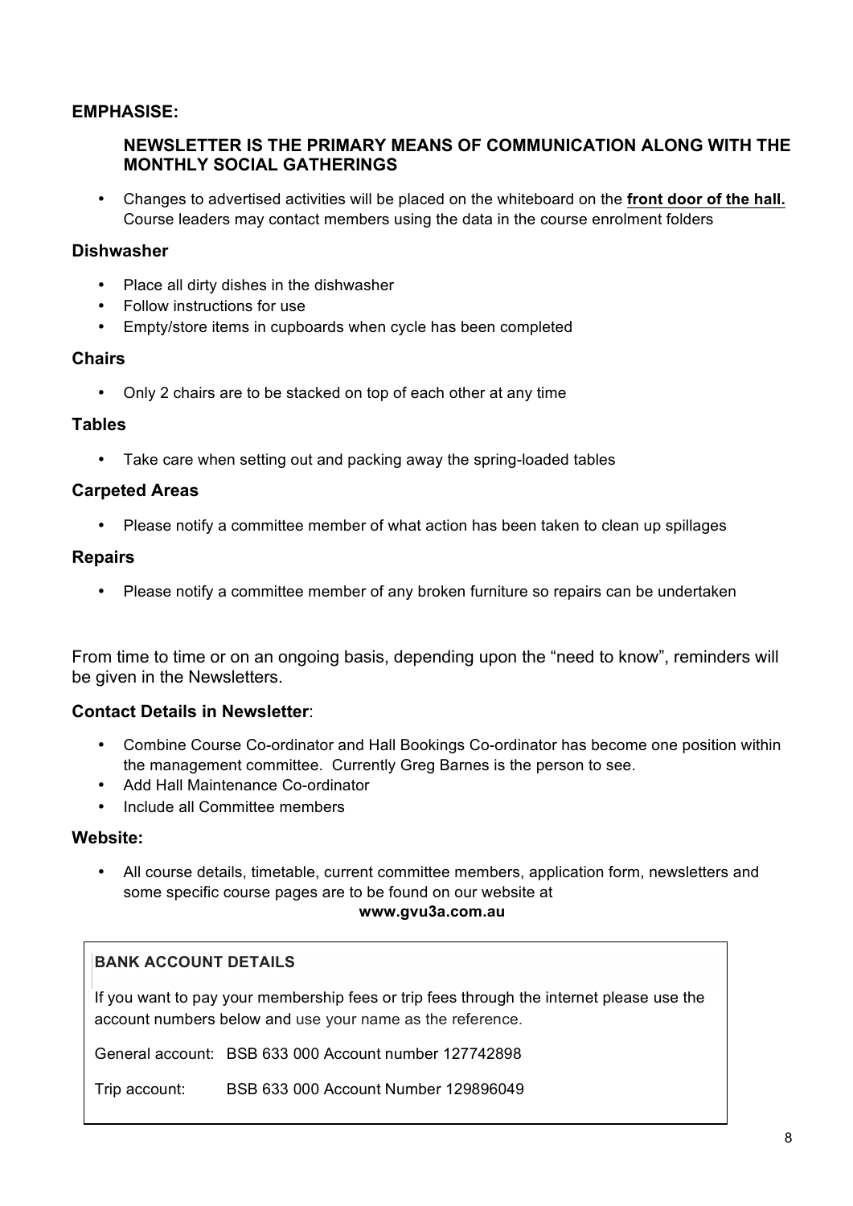**EMPHASISE:**

**NEWSLETTER IS THE PRIMARY MEANS OF COMMUNICATION ALONG WITH THE MONTHLY SOCIAL GATHERINGS**

- Changes to advertised activities will be placed on the whiteboard on the **front door of the hall.** Course leaders may contact members using the data in the course enrolment folders

### Dishwasher

- Place all dirty dishes in the dishwasher
- Follow instructions for use
- Empty/store items in cupboards when cycle has been completed

### Chairs

- Only 2 chairs are to be stacked on top of each other at any time

### Tables

- Take care when setting out and packing away the spring-loaded tables

### Carpeted Areas

- Please notify a committee member of what action has been taken to clean up spillages

### Repairs

- Please notify a committee member of any broken furniture so repairs can be undertaken

From time to time or on an ongoing basis, depending upon the "need to know", reminders will be given in the Newsletters.

**Contact Details in Newsletter**:

- Combine Course Co-ordinator and Hall Bookings Co-ordinator has become one position within the management committee. Currently Greg Barnes is the person to see.
- Add Hall Maintenance Co-ordinator
- Include all Committee members

### Website:

- All course details, timetable, current committee members, application form, newsletters and some specific course pages are to be found on our website at **www.gvu3a.com.au**

**BANK ACCOUNT DETAILS**

If you want to pay your membership fees or trip fees through the internet please use the account numbers below and use your name as the reference.

General account: BSB 633 000 Account number 127742898

Trip account: BSB 633 000 Account Number 129896049